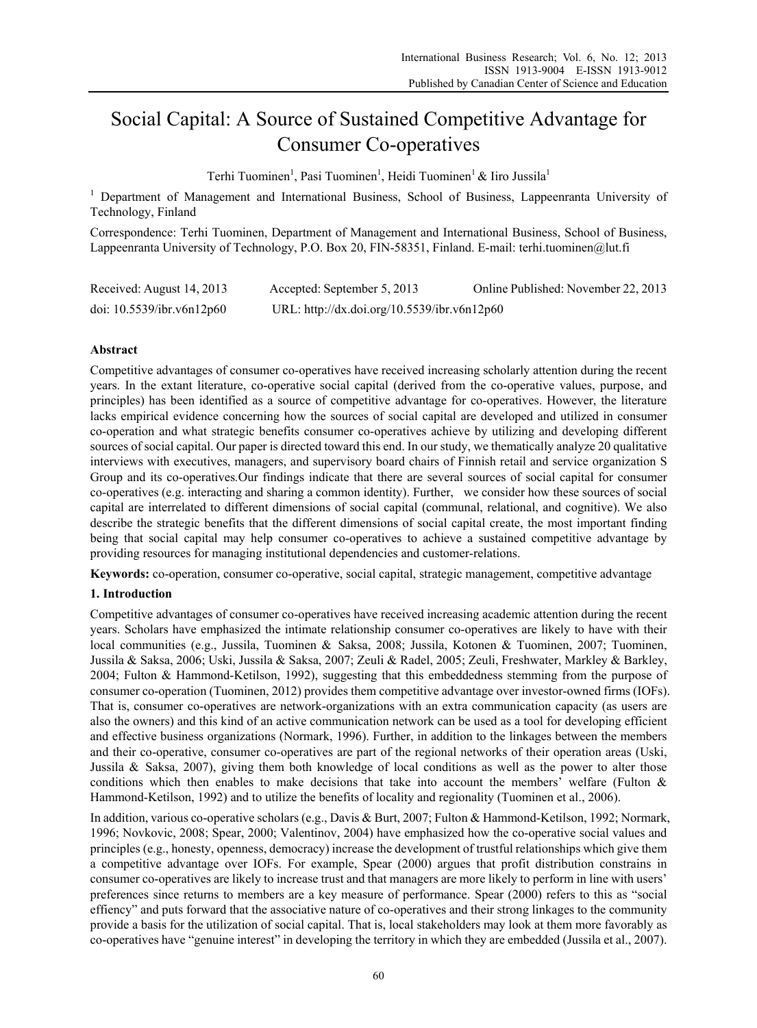# Social Capital: A Source of Sustained Competitive Advantage for Consumer Co-operatives

Terhi Tuominen[1], Pasi Tuominen[1], Heidi Tuominen[1] & Iiro Jussila[1]

[1] Department of Management and International Business, School of Business, Lappeenranta University of Technology, Finland

Correspondence: Terhi Tuominen, Department of Management and International Business, School of Business, Lappeenranta University of Technology, P.O. Box 20, FIN-58351, Finland. E-mail: terhi.tuominen@lut.fi

Received: August 14, 2013 Accepted: September 5, 2013 Online Published: November 22, 2013

doi: 10.5539/ibr.v6n12p60 URL: http://dx.doi.org/10.5539/ibr.v6n12p60

## Abstract

Competitive advantages of consumer co-operatives have received increasing scholarly attention during the recent years. In the extant literature, co-operative social capital (derived from the co-operative values, purpose, and principles) has been identified as a source of competitive advantage for co-operatives. However, the literature lacks empirical evidence concerning how the sources of social capital are developed and utilized in consumer co-operation and what strategic benefits consumer co-operatives achieve by utilizing and developing different sources of social capital. Our paper is directed toward this end. In our study, we thematically analyze 20 qualitative interviews with executives, managers, and supervisory board chairs of Finnish retail and service organization S Group and its co-operatives.Our findings indicate that there are several sources of social capital for consumer co-operatives (e.g. interacting and sharing a common identity). Further, we consider how these sources of social capital are interrelated to different dimensions of social capital (communal, relational, and cognitive). We also describe the strategic benefits that the different dimensions of social capital create, the most important finding being that social capital may help consumer co-operatives to achieve a sustained competitive advantage by providing resources for managing institutional dependencies and customer-relations.

**Keywords:** co-operation, consumer co-operative, social capital, strategic management, competitive advantage

## 1. Introduction

Competitive advantages of consumer co-operatives have received increasing academic attention during the recent years. Scholars have emphasized the intimate relationship consumer co-operatives are likely to have with their local communities (e.g., Jussila, Tuominen & Saksa, 2008; Jussila, Kotonen & Tuominen, 2007; Tuominen, Jussila & Saksa, 2006; Uski, Jussila & Saksa, 2007; Zeuli & Radel, 2005; Zeuli, Freshwater, Markley & Barkley, 2004; Fulton & Hammond-Ketilson, 1992), suggesting that this embeddedness stemming from the purpose of consumer co-operation (Tuominen, 2012) provides them competitive advantage over investor-owned firms (IOFs). That is, consumer co-operatives are network-organizations with an extra communication capacity (as users are also the owners) and this kind of an active communication network can be used as a tool for developing efficient and effective business organizations (Normark, 1996). Further, in addition to the linkages between the members and their co-operative, consumer co-operatives are part of the regional networks of their operation areas (Uski, Jussila & Saksa, 2007), giving them both knowledge of local conditions as well as the power to alter those conditions which then enables to make decisions that take into account the members' welfare (Fulton & Hammond-Ketilson, 1992) and to utilize the benefits of locality and regionality (Tuominen et al., 2006).

In addition, various co-operative scholars (e.g., Davis & Burt, 2007; Fulton & Hammond-Ketilson, 1992; Normark, 1996; Novkovic, 2008; Spear, 2000; Valentinov, 2004) have emphasized how the co-operative social values and principles (e.g., honesty, openness, democracy) increase the development of trustful relationships which give them a competitive advantage over IOFs. For example, Spear (2000) argues that profit distribution constrains in consumer co-operatives are likely to increase trust and that managers are more likely to perform in line with users' preferences since returns to members are a key measure of performance. Spear (2000) refers to this as "social effiency" and puts forward that the associative nature of co-operatives and their strong linkages to the community provide a basis for the utilization of social capital. That is, local stakeholders may look at them more favorably as co-operatives have "genuine interest" in developing the territory in which they are embedded (Jussila et al., 2007).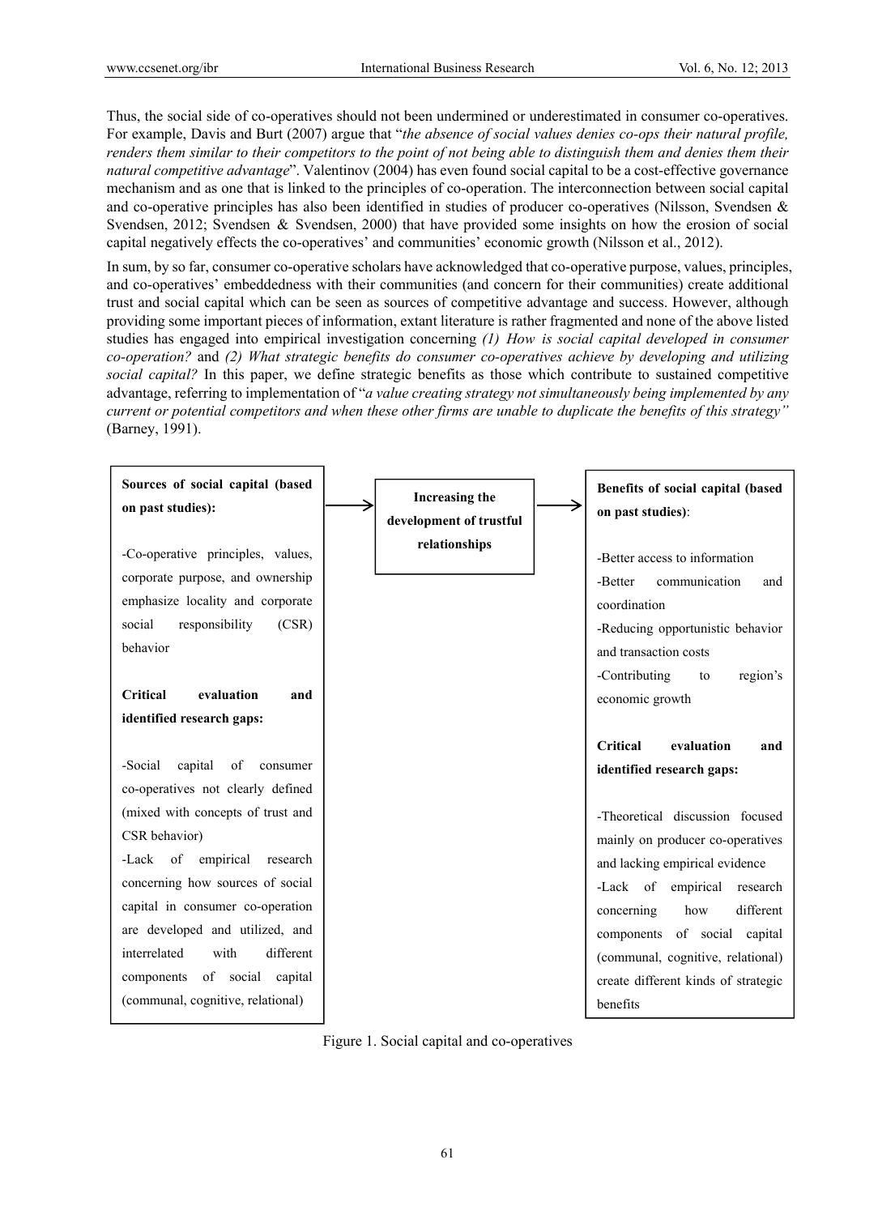Thus, the social side of co-operatives should not been undermined or underestimated in consumer co-operatives. For example, Davis and Burt (2007) argue that "*the absence of social values denies co-ops their natural profile, renders them similar to their competitors to the point of not being able to distinguish them and denies them their natural competitive advantage*". Valentinov (2004) has even found social capital to be a cost-effective governance mechanism and as one that is linked to the principles of co-operation. The interconnection between social capital and co-operative principles has also been identified in studies of producer co-operatives (Nilsson, Svendsen & Svendsen, 2012; Svendsen & Svendsen, 2000) that have provided some insights on how the erosion of social capital negatively effects the co-operatives' and communities' economic growth (Nilsson et al., 2012).

In sum, by so far, consumer co-operative scholars have acknowledged that co-operative purpose, values, principles, and co-operatives' embeddedness with their communities (and concern for their communities) create additional trust and social capital which can be seen as sources of competitive advantage and success. However, although providing some important pieces of information, extant literature is rather fragmented and none of the above listed studies has engaged into empirical investigation concerning *(1) How is social capital developed in consumer co-operation?* and *(2) What strategic benefits do consumer co-operatives achieve by developing and utilizing social capital?* In this paper, we define strategic benefits as those which contribute to sustained competitive advantage, referring to implementation of "*a value creating strategy not simultaneously being implemented by any current or potential competitors and when these other firms are unable to duplicate the benefits of this strategy"* (Barney, 1991).

**Sources of social capital (based on past studies):**

-Co-operative principles, values, corporate purpose, and ownership emphasize locality and corporate social responsibility (CSR) behavior

**Critical evaluation and identified research gaps:**

-Social capital of consumer co-operatives not clearly defined (mixed with concepts of trust and CSR behavior)
-Lack of empirical research concerning how sources of social capital in consumer co-operation are developed and utilized, and interrelated with different components of social capital (communal, cognitive, relational)

→ **Increasing the development of trustful relationships** →

**Benefits of social capital (based on past studies)**:

-Better access to information
-Better communication and coordination
-Reducing opportunistic behavior and transaction costs
-Contributing to region's economic growth

**Critical evaluation and identified research gaps:**

-Theoretical discussion focused mainly on producer co-operatives and lacking empirical evidence
-Lack of empirical research concerning how different components of social capital (communal, cognitive, relational) create different kinds of strategic benefits

Figure 1. Social capital and co-operatives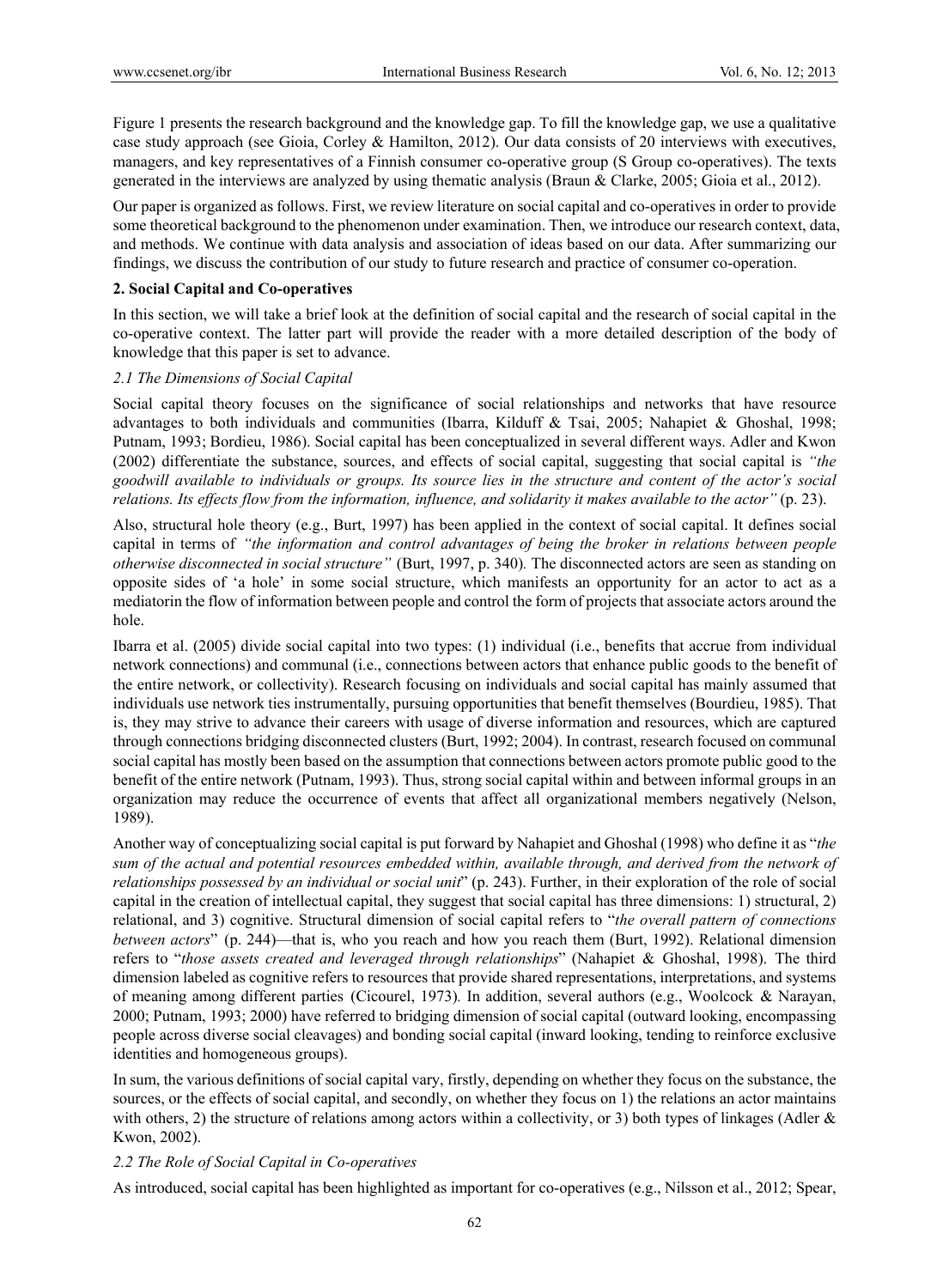Figure 1 presents the research background and the knowledge gap. To fill the knowledge gap, we use a qualitative case study approach (see Gioia, Corley & Hamilton, 2012). Our data consists of 20 interviews with executives, managers, and key representatives of a Finnish consumer co-operative group (S Group co-operatives). The texts generated in the interviews are analyzed by using thematic analysis (Braun & Clarke, 2005; Gioia et al., 2012).

Our paper is organized as follows. First, we review literature on social capital and co-operatives in order to provide some theoretical background to the phenomenon under examination. Then, we introduce our research context, data, and methods. We continue with data analysis and association of ideas based on our data. After summarizing our findings, we discuss the contribution of our study to future research and practice of consumer co-operation.

## 2. Social Capital and Co-operatives

In this section, we will take a brief look at the definition of social capital and the research of social capital in the co-operative context. The latter part will provide the reader with a more detailed description of the body of knowledge that this paper is set to advance.

### *2.1 The Dimensions of Social Capital*

Social capital theory focuses on the significance of social relationships and networks that have resource advantages to both individuals and communities (Ibarra, Kilduff & Tsai, 2005; Nahapiet & Ghoshal, 1998; Putnam, 1993; Bordieu, 1986). Social capital has been conceptualized in several different ways. Adler and Kwon (2002) differentiate the substance, sources, and effects of social capital, suggesting that social capital is *"the goodwill available to individuals or groups. Its source lies in the structure and content of the actor's social relations. Its effects flow from the information, influence, and solidarity it makes available to the actor"* (p. 23).

Also, structural hole theory (e.g., Burt, 1997) has been applied in the context of social capital. It defines social capital in terms of *"the information and control advantages of being the broker in relations between people otherwise disconnected in social structure"* (Burt, 1997, p. 340)*.* The disconnected actors are seen as standing on opposite sides of 'a hole' in some social structure, which manifests an opportunity for an actor to act as a mediatorin the flow of information between people and control the form of projects that associate actors around the hole.

Ibarra et al. (2005) divide social capital into two types: (1) individual (i.e., benefits that accrue from individual network connections) and communal (i.e., connections between actors that enhance public goods to the benefit of the entire network, or collectivity). Research focusing on individuals and social capital has mainly assumed that individuals use network ties instrumentally, pursuing opportunities that benefit themselves (Bourdieu, 1985). That is, they may strive to advance their careers with usage of diverse information and resources, which are captured through connections bridging disconnected clusters (Burt, 1992; 2004). In contrast, research focused on communal social capital has mostly been based on the assumption that connections between actors promote public good to the benefit of the entire network (Putnam, 1993). Thus, strong social capital within and between informal groups in an organization may reduce the occurrence of events that affect all organizational members negatively (Nelson, 1989).

Another way of conceptualizing social capital is put forward by Nahapiet and Ghoshal (1998) who define it as "*the sum of the actual and potential resources embedded within, available through, and derived from the network of relationships possessed by an individual or social unit*" (p. 243). Further, in their exploration of the role of social capital in the creation of intellectual capital, they suggest that social capital has three dimensions: 1) structural, 2) relational, and 3) cognitive. Structural dimension of social capital refers to "*the overall pattern of connections between actors*" (p. 244)—that is, who you reach and how you reach them (Burt, 1992). Relational dimension refers to "*those assets created and leveraged through relationships*" (Nahapiet & Ghoshal, 1998). The third dimension labeled as cognitive refers to resources that provide shared representations, interpretations, and systems of meaning among different parties (Cicourel, 1973)*.* In addition, several authors (e.g., Woolcock & Narayan, 2000; Putnam, 1993; 2000) have referred to bridging dimension of social capital (outward looking, encompassing people across diverse social cleavages) and bonding social capital (inward looking, tending to reinforce exclusive identities and homogeneous groups).

In sum, the various definitions of social capital vary, firstly, depending on whether they focus on the substance, the sources, or the effects of social capital, and secondly, on whether they focus on 1) the relations an actor maintains with others, 2) the structure of relations among actors within a collectivity, or 3) both types of linkages (Adler & Kwon, 2002).

### *2.2 The Role of Social Capital in Co-operatives*

As introduced, social capital has been highlighted as important for co-operatives (e.g., Nilsson et al., 2012; Spear,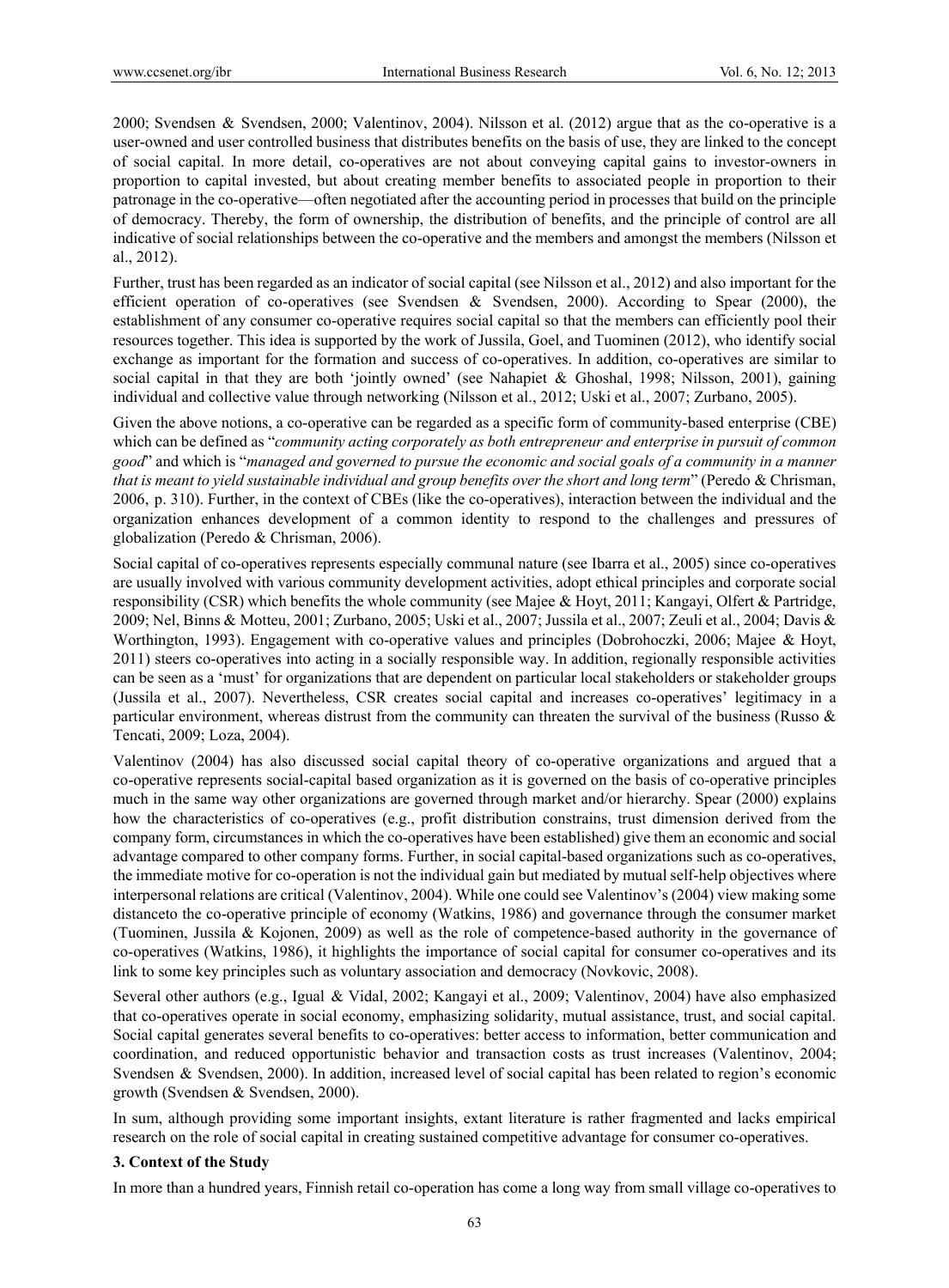2000; Svendsen & Svendsen, 2000; Valentinov, 2004). Nilsson et al. (2012) argue that as the co-operative is a user-owned and user controlled business that distributes benefits on the basis of use, they are linked to the concept of social capital. In more detail, co-operatives are not about conveying capital gains to investor-owners in proportion to capital invested, but about creating member benefits to associated people in proportion to their patronage in the co-operative—often negotiated after the accounting period in processes that build on the principle of democracy. Thereby, the form of ownership, the distribution of benefits, and the principle of control are all indicative of social relationships between the co-operative and the members and amongst the members (Nilsson et al., 2012).

Further, trust has been regarded as an indicator of social capital (see Nilsson et al., 2012) and also important for the efficient operation of co-operatives (see Svendsen & Svendsen, 2000). According to Spear (2000), the establishment of any consumer co-operative requires social capital so that the members can efficiently pool their resources together. This idea is supported by the work of Jussila, Goel, and Tuominen (2012), who identify social exchange as important for the formation and success of co-operatives. In addition, co-operatives are similar to social capital in that they are both 'jointly owned' (see Nahapiet & Ghoshal, 1998; Nilsson, 2001), gaining individual and collective value through networking (Nilsson et al., 2012; Uski et al., 2007; Zurbano, 2005).

Given the above notions, a co-operative can be regarded as a specific form of community-based enterprise (CBE) which can be defined as "*community acting corporately as both entrepreneur and enterprise in pursuit of common good*" and which is "*managed and governed to pursue the economic and social goals of a community in a manner that is meant to yield sustainable individual and group benefits over the short and long term*" (Peredo & Chrisman, 2006, p. 310). Further, in the context of CBEs (like the co-operatives), interaction between the individual and the organization enhances development of a common identity to respond to the challenges and pressures of globalization (Peredo & Chrisman, 2006).

Social capital of co-operatives represents especially communal nature (see Ibarra et al., 2005) since co-operatives are usually involved with various community development activities, adopt ethical principles and corporate social responsibility (CSR) which benefits the whole community (see Majee & Hoyt, 2011; Kangayi, Olfert & Partridge, 2009; Nel, Binns & Motteu, 2001; Zurbano, 2005; Uski et al., 2007; Jussila et al., 2007; Zeuli et al., 2004; Davis & Worthington, 1993). Engagement with co-operative values and principles (Dobrohoczki, 2006; Majee & Hoyt, 2011) steers co-operatives into acting in a socially responsible way. In addition, regionally responsible activities can be seen as a 'must' for organizations that are dependent on particular local stakeholders or stakeholder groups (Jussila et al., 2007). Nevertheless, CSR creates social capital and increases co-operatives' legitimacy in a particular environment, whereas distrust from the community can threaten the survival of the business (Russo & Tencati, 2009; Loza, 2004).

Valentinov (2004) has also discussed social capital theory of co-operative organizations and argued that a co-operative represents social-capital based organization as it is governed on the basis of co-operative principles much in the same way other organizations are governed through market and/or hierarchy. Spear (2000) explains how the characteristics of co-operatives (e.g., profit distribution constrains, trust dimension derived from the company form, circumstances in which the co-operatives have been established) give them an economic and social advantage compared to other company forms. Further, in social capital-based organizations such as co-operatives, the immediate motive for co-operation is not the individual gain but mediated by mutual self-help objectives where interpersonal relations are critical (Valentinov, 2004). While one could see Valentinov's (2004) view making some distanceto the co-operative principle of economy (Watkins, 1986) and governance through the consumer market (Tuominen, Jussila & Kojonen, 2009) as well as the role of competence-based authority in the governance of co-operatives (Watkins, 1986), it highlights the importance of social capital for consumer co-operatives and its link to some key principles such as voluntary association and democracy (Novkovic, 2008).

Several other authors (e.g., Igual & Vidal, 2002; Kangayi et al., 2009; Valentinov, 2004) have also emphasized that co-operatives operate in social economy, emphasizing solidarity, mutual assistance, trust, and social capital. Social capital generates several benefits to co-operatives: better access to information, better communication and coordination, and reduced opportunistic behavior and transaction costs as trust increases (Valentinov, 2004; Svendsen & Svendsen, 2000). In addition, increased level of social capital has been related to region's economic growth (Svendsen & Svendsen, 2000).

In sum, although providing some important insights, extant literature is rather fragmented and lacks empirical research on the role of social capital in creating sustained competitive advantage for consumer co-operatives.

### 3. Context of the Study

In more than a hundred years, Finnish retail co-operation has come a long way from small village co-operatives to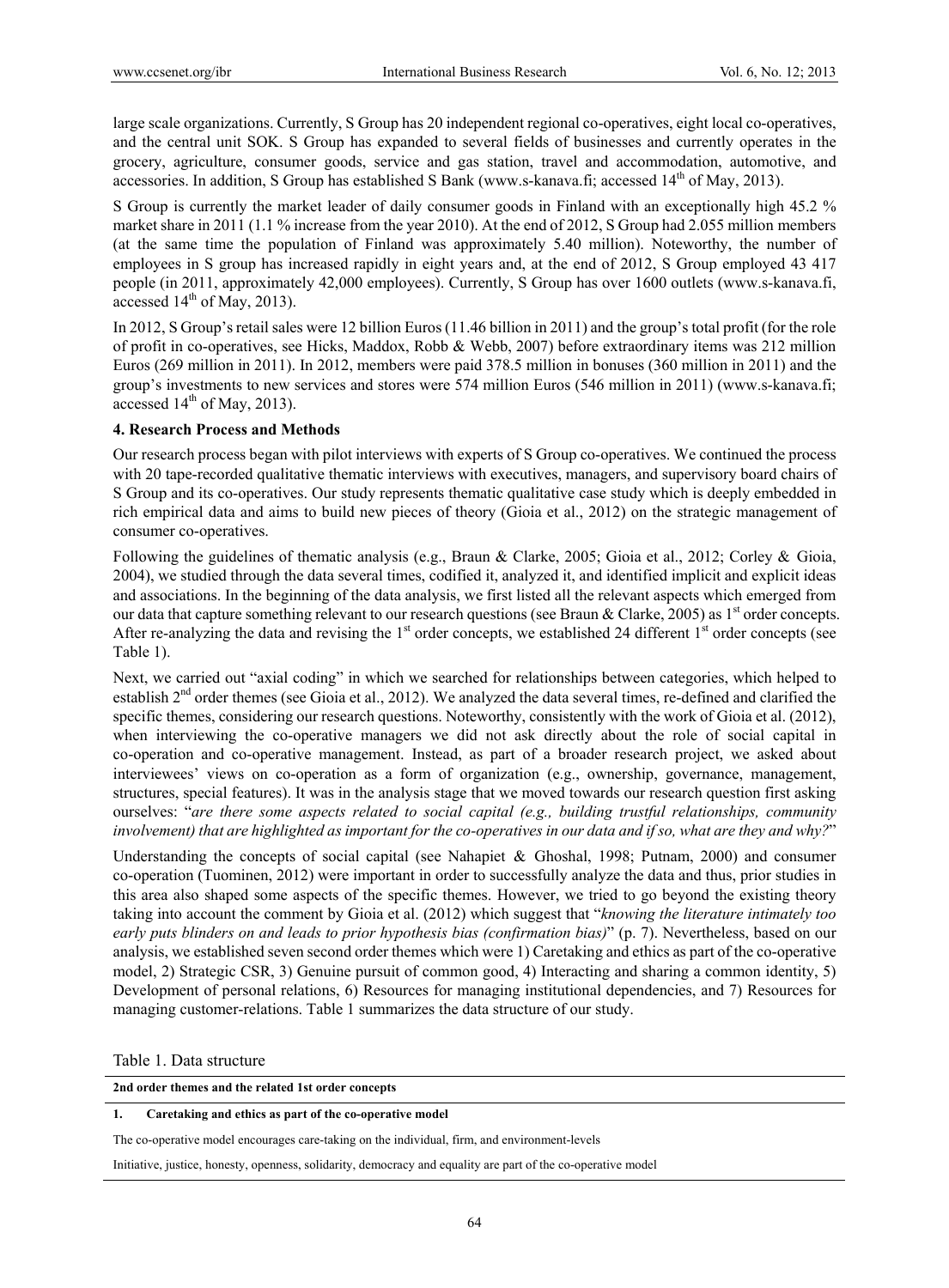large scale organizations. Currently, S Group has 20 independent regional co-operatives, eight local co-operatives, and the central unit SOK. S Group has expanded to several fields of businesses and currently operates in the grocery, agriculture, consumer goods, service and gas station, travel and accommodation, automotive, and accessories. In addition, S Group has established S Bank (www.s-kanava.fi; accessed 14th of May, 2013).

S Group is currently the market leader of daily consumer goods in Finland with an exceptionally high 45.2 % market share in 2011 (1.1 % increase from the year 2010). At the end of 2012, S Group had 2.055 million members (at the same time the population of Finland was approximately 5.40 million). Noteworthy, the number of employees in S group has increased rapidly in eight years and, at the end of 2012, S Group employed 43 417 people (in 2011, approximately 42,000 employees). Currently, S Group has over 1600 outlets (www.s-kanava.fi, accessed 14th of May, 2013).

In 2012, S Group's retail sales were 12 billion Euros (11.46 billion in 2011) and the group's total profit (for the role of profit in co-operatives, see Hicks, Maddox, Robb & Webb, 2007) before extraordinary items was 212 million Euros (269 million in 2011). In 2012, members were paid 378.5 million in bonuses (360 million in 2011) and the group's investments to new services and stores were 574 million Euros (546 million in 2011) (www.s-kanava.fi; accessed 14th of May, 2013).

## 4. Research Process and Methods

Our research process began with pilot interviews with experts of S Group co-operatives. We continued the process with 20 tape-recorded qualitative thematic interviews with executives, managers, and supervisory board chairs of S Group and its co-operatives. Our study represents thematic qualitative case study which is deeply embedded in rich empirical data and aims to build new pieces of theory (Gioia et al., 2012) on the strategic management of consumer co-operatives.

Following the guidelines of thematic analysis (e.g., Braun & Clarke, 2005; Gioia et al., 2012; Corley & Gioia, 2004), we studied through the data several times, codified it, analyzed it, and identified implicit and explicit ideas and associations. In the beginning of the data analysis, we first listed all the relevant aspects which emerged from our data that capture something relevant to our research questions (see Braun & Clarke, 2005) as 1st order concepts. After re-analyzing the data and revising the 1st order concepts, we established 24 different 1st order concepts (see Table 1).

Next, we carried out "axial coding" in which we searched for relationships between categories, which helped to establish 2nd order themes (see Gioia et al., 2012). We analyzed the data several times, re-defined and clarified the specific themes, considering our research questions. Noteworthy, consistently with the work of Gioia et al. (2012), when interviewing the co-operative managers we did not ask directly about the role of social capital in co-operation and co-operative management. Instead, as part of a broader research project, we asked about interviewees' views on co-operation as a form of organization (e.g., ownership, governance, management, structures, special features). It was in the analysis stage that we moved towards our research question first asking ourselves: "*are there some aspects related to social capital (e.g., building trustful relationships, community involvement) that are highlighted as important for the co-operatives in our data and if so, what are they and why?*"

Understanding the concepts of social capital (see Nahapiet & Ghoshal, 1998; Putnam, 2000) and consumer co-operation (Tuominen, 2012) were important in order to successfully analyze the data and thus, prior studies in this area also shaped some aspects of the specific themes. However, we tried to go beyond the existing theory taking into account the comment by Gioia et al. (2012) which suggest that "*knowing the literature intimately too early puts blinders on and leads to prior hypothesis bias (confirmation bias)*" (p. 7). Nevertheless, based on our analysis, we established seven second order themes which were 1) Caretaking and ethics as part of the co-operative model, 2) Strategic CSR, 3) Genuine pursuit of common good, 4) Interacting and sharing a common identity, 5) Development of personal relations, 6) Resources for managing institutional dependencies, and 7) Resources for managing customer-relations. Table 1 summarizes the data structure of our study.

Table 1. Data structure

| **2nd order themes and the related 1st order concepts** |
| --- |
| **1. Caretaking and ethics as part of the co-operative model** |
| The co-operative model encourages care-taking on the individual, firm, and environment-levels |
| Initiative, justice, honesty, openness, solidarity, democracy and equality are part of the co-operative model |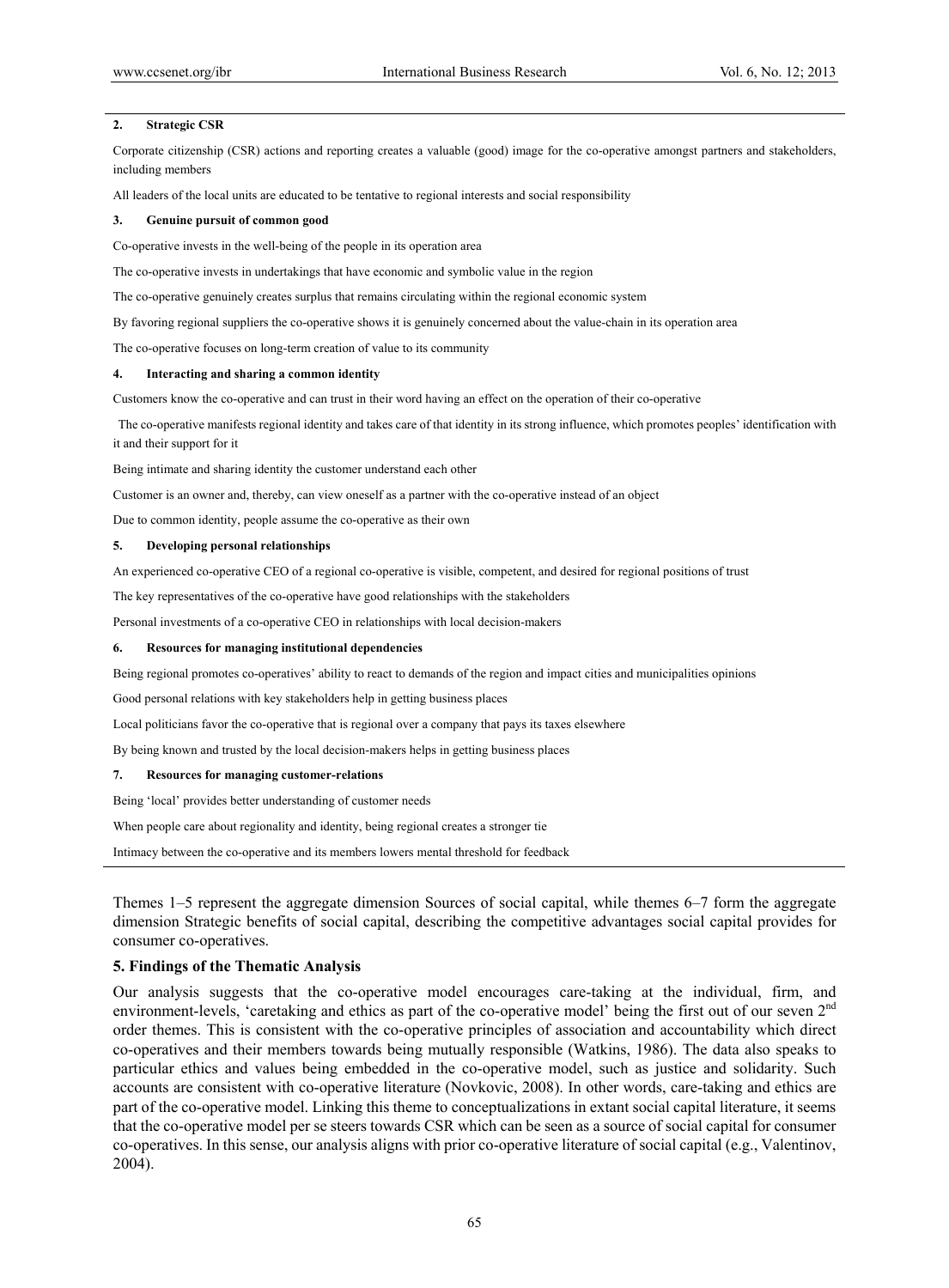| |
|---|
| **2. Strategic CSR** |
| Corporate citizenship (CSR) actions and reporting creates a valuable (good) image for the co-operative amongst partners and stakeholders, including members |
| All leaders of the local units are educated to be tentative to regional interests and social responsibility |
| **3. Genuine pursuit of common good** |
| Co-operative invests in the well-being of the people in its operation area |
| The co-operative invests in undertakings that have economic and symbolic value in the region |
| The co-operative genuinely creates surplus that remains circulating within the regional economic system |
| By favoring regional suppliers the co-operative shows it is genuinely concerned about the value-chain in its operation area |
| The co-operative focuses on long-term creation of value to its community |
| **4. Interacting and sharing a common identity** |
| Customers know the co-operative and can trust in their word having an effect on the operation of their co-operative |
| The co-operative manifests regional identity and takes care of that identity in its strong influence, which promotes peoples' identification with it and their support for it |
| Being intimate and sharing identity the customer understand each other |
| Customer is an owner and, thereby, can view oneself as a partner with the co-operative instead of an object |
| Due to common identity, people assume the co-operative as their own |
| **5. Developing personal relationships** |
| An experienced co-operative CEO of a regional co-operative is visible, competent, and desired for regional positions of trust |
| The key representatives of the co-operative have good relationships with the stakeholders |
| Personal investments of a co-operative CEO in relationships with local decision-makers |
| **6. Resources for managing institutional dependencies** |
| Being regional promotes co-operatives' ability to react to demands of the region and impact cities and municipalities opinions |
| Good personal relations with key stakeholders help in getting business places |
| Local politicians favor the co-operative that is regional over a company that pays its taxes elsewhere |
| By being known and trusted by the local decision-makers helps in getting business places |
| **7. Resources for managing customer-relations** |
| Being 'local' provides better understanding of customer needs |
| When people care about regionality and identity, being regional creates a stronger tie |
| Intimacy between the co-operative and its members lowers mental threshold for feedback |

Themes 1–5 represent the aggregate dimension Sources of social capital, while themes 6–7 form the aggregate dimension Strategic benefits of social capital, describing the competitive advantages social capital provides for consumer co-operatives.

## 5. Findings of the Thematic Analysis

Our analysis suggests that the co-operative model encourages care-taking at the individual, firm, and environment-levels, 'caretaking and ethics as part of the co-operative model' being the first out of our seven 2nd order themes. This is consistent with the co-operative principles of association and accountability which direct co-operatives and their members towards being mutually responsible (Watkins, 1986). The data also speaks to particular ethics and values being embedded in the co-operative model, such as justice and solidarity. Such accounts are consistent with co-operative literature (Novkovic, 2008). In other words, care-taking and ethics are part of the co-operative model. Linking this theme to conceptualizations in extant social capital literature, it seems that the co-operative model per se steers towards CSR which can be seen as a source of social capital for consumer co-operatives. In this sense, our analysis aligns with prior co-operative literature of social capital (e.g., Valentinov, 2004).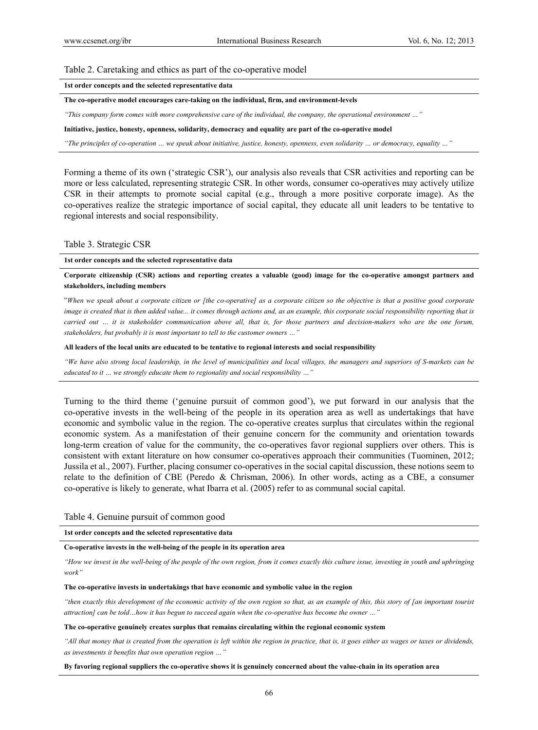Table 2. Caretaking and ethics as part of the co-operative model

| 1st order concepts and the selected representative data |
|---|
| **The co-operative model encourages care-taking on the individual, firm, and environment-levels** |
| *"This company form comes with more comprehensive care of the individual, the company, the operational environment …"* |
| **Initiative, justice, honesty, openness, solidarity, democracy and equality are part of the co-operative model** |
| *"The principles of co-operation … we speak about initiative, justice, honesty, openness, even solidarity … or democracy, equality …"* |

Forming a theme of its own ('strategic CSR'), our analysis also reveals that CSR activities and reporting can be more or less calculated, representing strategic CSR. In other words, consumer co-operatives may actively utilize CSR in their attempts to promote social capital (e.g., through a more positive corporate image). As the co-operatives realize the strategic importance of social capital, they educate all unit leaders to be tentative to regional interests and social responsibility.

Table 3. Strategic CSR

| 1st order concepts and the selected representative data |
|---|
| **Corporate citizenship (CSR) actions and reporting creates a valuable (good) image for the co-operative amongst partners and stakeholders, including members** |
| "*When we speak about a corporate citizen or [the co-operative] as a corporate citizen so the objective is that a positive good corporate image is created that is then added value... it comes through actions and, as an example, this corporate social responsibility reporting that is carried out … it is stakeholder communication above all, that is, for those partners and decision-makers who are the one forum, stakeholders, but probably it is most important to tell to the customer owners …"* |
| **All leaders of the local units are educated to be tentative to regional interests and social responsibility** |
| *"We have also strong local leadership, in the level of municipalities and local villages, the managers and superiors of S-markets can be educated to it … we strongly educate them to regionality and social responsibility …"* |

Turning to the third theme ('genuine pursuit of common good'), we put forward in our analysis that the co-operative invests in the well-being of the people in its operation area as well as undertakings that have economic and symbolic value in the region. The co-operative creates surplus that circulates within the regional economic system. As a manifestation of their genuine concern for the community and orientation towards long-term creation of value for the community, the co-operatives favor regional suppliers over others. This is consistent with extant literature on how consumer co-operatives approach their communities (Tuominen, 2012; Jussila et al., 2007). Further, placing consumer co-operatives in the social capital discussion, these notions seem to relate to the definition of CBE (Peredo & Chrisman, 2006). In other words, acting as a CBE, a consumer co-operative is likely to generate, what Ibarra et al. (2005) refer to as communal social capital.

Table 4. Genuine pursuit of common good

| 1st order concepts and the selected representative data |
|---|
| **Co-operative invests in the well-being of the people in its operation area** |
| *"How we invest in the well-being of the people of the own region, from it comes exactly this culture issue, investing in youth and upbringing work"* |
| **The co-operative invests in undertakings that have economic and symbolic value in the region** |
| *"then exactly this development of the economic activity of the own region so that, as an example of this, this story of [an important tourist attraction] can be told…how it has begun to succeed again when the co-operative has become the owner …"* |
| **The co-operative genuinely creates surplus that remains circulating within the regional economic system** |
| *"All that money that is created from the operation is left within the region in practice, that is, it goes either as wages or taxes or dividends, as investments it benefits that own operation region …"* |
| **By favoring regional suppliers the co-operative shows it is genuinely concerned about the value-chain in its operation area** |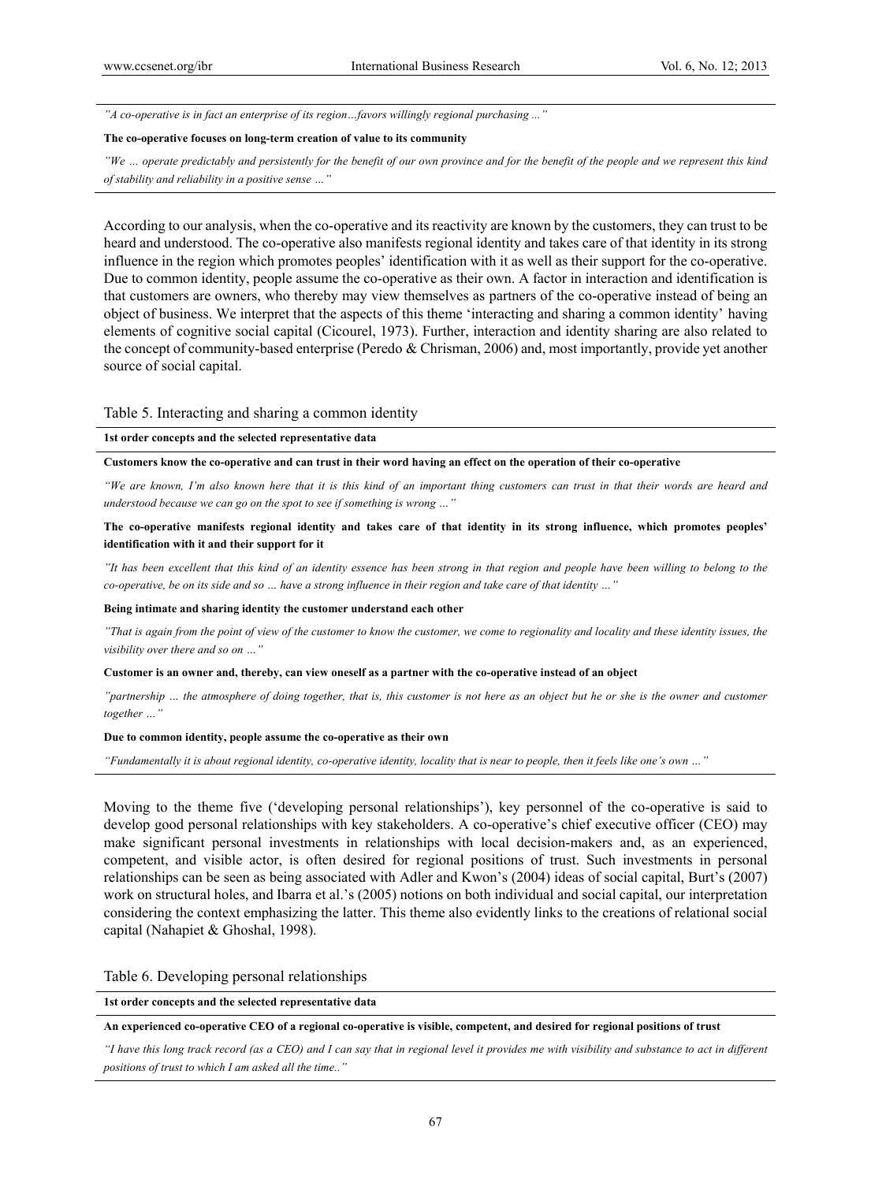*"A co-operative is in fact an enterprise of its region…favors willingly regional purchasing ..."*

**The co-operative focuses on long-term creation of value to its community**

*"We … operate predictably and persistently for the benefit of our own province and for the benefit of the people and we represent this kind of stability and reliability in a positive sense …"*

According to our analysis, when the co-operative and its reactivity are known by the customers, they can trust to be heard and understood. The co-operative also manifests regional identity and takes care of that identity in its strong influence in the region which promotes peoples' identification with it as well as their support for the co-operative. Due to common identity, people assume the co-operative as their own. A factor in interaction and identification is that customers are owners, who thereby may view themselves as partners of the co-operative instead of being an object of business. We interpret that the aspects of this theme 'interacting and sharing a common identity' having elements of cognitive social capital (Cicourel, 1973). Further, interaction and identity sharing are also related to the concept of community-based enterprise (Peredo & Chrisman, 2006) and, most importantly, provide yet another source of social capital.

Table 5. Interacting and sharing a common identity

**1st order concepts and the selected representative data**

**Customers know the co-operative and can trust in their word having an effect on the operation of their co-operative**

*"We are known, I'm also known here that it is this kind of an important thing customers can trust in that their words are heard and understood because we can go on the spot to see if something is wrong …"*

**The co-operative manifests regional identity and takes care of that identity in its strong influence, which promotes peoples' identification with it and their support for it**

*"It has been excellent that this kind of an identity essence has been strong in that region and people have been willing to belong to the co-operative, be on its side and so … have a strong influence in their region and take care of that identity …"*

**Being intimate and sharing identity the customer understand each other**

*"That is again from the point of view of the customer to know the customer, we come to regionality and locality and these identity issues, the visibility over there and so on …"*

**Customer is an owner and, thereby, can view oneself as a partner with the co-operative instead of an object**

*"partnership … the atmosphere of doing together, that is, this customer is not here as an object but he or she is the owner and customer together …"*

**Due to common identity, people assume the co-operative as their own**

*"Fundamentally it is about regional identity, co-operative identity, locality that is near to people, then it feels like one's own …"*

Moving to the theme five ('developing personal relationships'), key personnel of the co-operative is said to develop good personal relationships with key stakeholders. A co-operative's chief executive officer (CEO) may make significant personal investments in relationships with local decision-makers and, as an experienced, competent, and visible actor, is often desired for regional positions of trust. Such investments in personal relationships can be seen as being associated with Adler and Kwon's (2004) ideas of social capital, Burt's (2007) work on structural holes, and Ibarra et al.'s (2005) notions on both individual and social capital, our interpretation considering the context emphasizing the latter. This theme also evidently links to the creations of relational social capital (Nahapiet & Ghoshal, 1998).

Table 6. Developing personal relationships

**1st order concepts and the selected representative data**

**An experienced co-operative CEO of a regional co-operative is visible, competent, and desired for regional positions of trust**

*"I have this long track record (as a CEO) and I can say that in regional level it provides me with visibility and substance to act in different positions of trust to which I am asked all the time.."*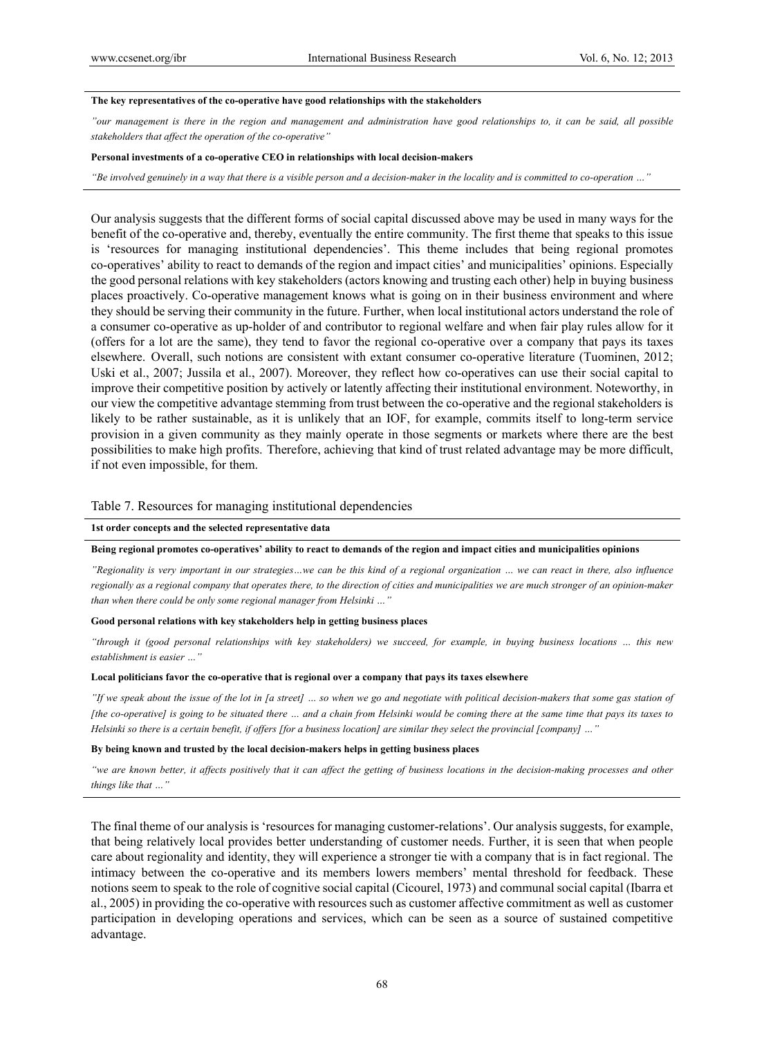**The key representatives of the co-operative have good relationships with the stakeholders**

*"our management is there in the region and management and administration have good relationships to, it can be said, all possible stakeholders that affect the operation of the co-operative"*

**Personal investments of a co-operative CEO in relationships with local decision-makers**

*"Be involved genuinely in a way that there is a visible person and a decision-maker in the locality and is committed to co-operation …"*

Our analysis suggests that the different forms of social capital discussed above may be used in many ways for the benefit of the co-operative and, thereby, eventually the entire community. The first theme that speaks to this issue is 'resources for managing institutional dependencies'. This theme includes that being regional promotes co-operatives' ability to react to demands of the region and impact cities' and municipalities' opinions. Especially the good personal relations with key stakeholders (actors knowing and trusting each other) help in buying business places proactively. Co-operative management knows what is going on in their business environment and where they should be serving their community in the future. Further, when local institutional actors understand the role of a consumer co-operative as up-holder of and contributor to regional welfare and when fair play rules allow for it (offers for a lot are the same), they tend to favor the regional co-operative over a company that pays its taxes elsewhere. Overall, such notions are consistent with extant consumer co-operative literature (Tuominen, 2012; Uski et al., 2007; Jussila et al., 2007). Moreover, they reflect how co-operatives can use their social capital to improve their competitive position by actively or latently affecting their institutional environment. Noteworthy, in our view the competitive advantage stemming from trust between the co-operative and the regional stakeholders is likely to be rather sustainable, as it is unlikely that an IOF, for example, commits itself to long-term service provision in a given community as they mainly operate in those segments or markets where there are the best possibilities to make high profits. Therefore, achieving that kind of trust related advantage may be more difficult, if not even impossible, for them.

Table 7. Resources for managing institutional dependencies

**1st order concepts and the selected representative data**

**Being regional promotes co-operatives' ability to react to demands of the region and impact cities and municipalities opinions**

*"Regionality is very important in our strategies…we can be this kind of a regional organization … we can react in there, also influence regionally as a regional company that operates there, to the direction of cities and municipalities we are much stronger of an opinion-maker than when there could be only some regional manager from Helsinki …"*

**Good personal relations with key stakeholders help in getting business places**

*"through it (good personal relationships with key stakeholders) we succeed, for example, in buying business locations … this new establishment is easier …"*

**Local politicians favor the co-operative that is regional over a company that pays its taxes elsewhere**

*"If we speak about the issue of the lot in [a street] … so when we go and negotiate with political decision-makers that some gas station of [the co-operative] is going to be situated there … and a chain from Helsinki would be coming there at the same time that pays its taxes to Helsinki so there is a certain benefit, if offers [for a business location] are similar they select the provincial [company] …"*

**By being known and trusted by the local decision-makers helps in getting business places**

*"we are known better, it affects positively that it can affect the getting of business locations in the decision-making processes and other things like that …"*

The final theme of our analysis is 'resources for managing customer-relations'. Our analysis suggests, for example, that being relatively local provides better understanding of customer needs. Further, it is seen that when people care about regionality and identity, they will experience a stronger tie with a company that is in fact regional. The intimacy between the co-operative and its members lowers members' mental threshold for feedback. These notions seem to speak to the role of cognitive social capital (Cicourel, 1973) and communal social capital (Ibarra et al., 2005) in providing the co-operative with resources such as customer affective commitment as well as customer participation in developing operations and services, which can be seen as a source of sustained competitive advantage.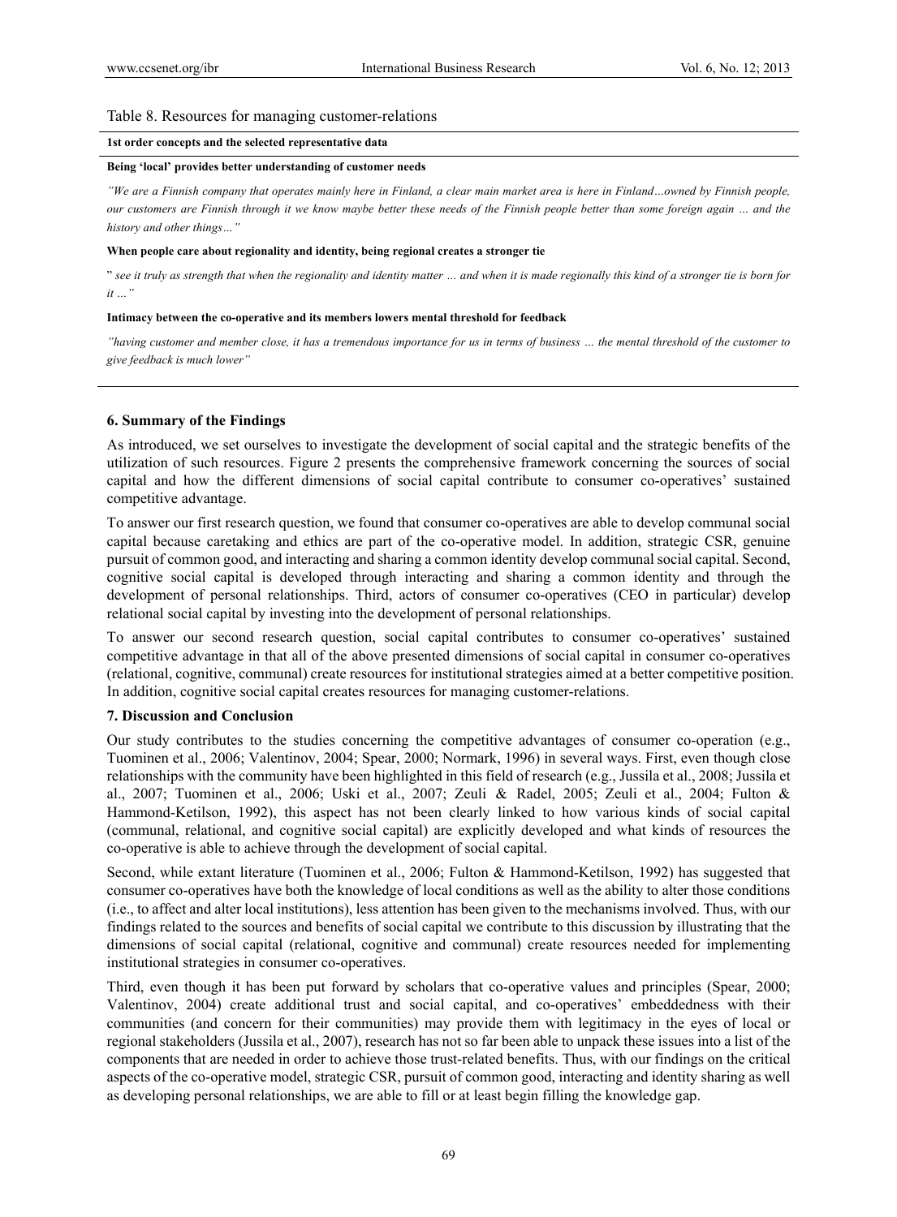Table 8. Resources for managing customer-relations

| 1st order concepts and the selected representative data |
|---|
| **Being 'local' provides better understanding of customer needs** |
| *"We are a Finnish company that operates mainly here in Finland, a clear main market area is here in Finland…owned by Finnish people, our customers are Finnish through it we know maybe better these needs of the Finnish people better than some foreign again … and the history and other things…"* |
| **When people care about regionality and identity, being regional creates a stronger tie** |
| " *see it truly as strength that when the regionality and identity matter … and when it is made regionally this kind of a stronger tie is born for it …"* |
| **Intimacy between the co-operative and its members lowers mental threshold for feedback** |
| *"having customer and member close, it has a tremendous importance for us in terms of business … the mental threshold of the customer to give feedback is much lower"* |

### 6. Summary of the Findings

As introduced, we set ourselves to investigate the development of social capital and the strategic benefits of the utilization of such resources. Figure 2 presents the comprehensive framework concerning the sources of social capital and how the different dimensions of social capital contribute to consumer co-operatives' sustained competitive advantage.

To answer our first research question, we found that consumer co-operatives are able to develop communal social capital because caretaking and ethics are part of the co-operative model. In addition, strategic CSR, genuine pursuit of common good, and interacting and sharing a common identity develop communal social capital. Second, cognitive social capital is developed through interacting and sharing a common identity and through the development of personal relationships. Third, actors of consumer co-operatives (CEO in particular) develop relational social capital by investing into the development of personal relationships.

To answer our second research question, social capital contributes to consumer co-operatives' sustained competitive advantage in that all of the above presented dimensions of social capital in consumer co-operatives (relational, cognitive, communal) create resources for institutional strategies aimed at a better competitive position. In addition, cognitive social capital creates resources for managing customer-relations.

### 7. Discussion and Conclusion

Our study contributes to the studies concerning the competitive advantages of consumer co-operation (e.g., Tuominen et al., 2006; Valentinov, 2004; Spear, 2000; Normark, 1996) in several ways. First, even though close relationships with the community have been highlighted in this field of research (e.g., Jussila et al., 2008; Jussila et al., 2007; Tuominen et al., 2006; Uski et al., 2007; Zeuli & Radel, 2005; Zeuli et al., 2004; Fulton & Hammond-Ketilson, 1992), this aspect has not been clearly linked to how various kinds of social capital (communal, relational, and cognitive social capital) are explicitly developed and what kinds of resources the co-operative is able to achieve through the development of social capital.

Second, while extant literature (Tuominen et al., 2006; Fulton & Hammond-Ketilson, 1992) has suggested that consumer co-operatives have both the knowledge of local conditions as well as the ability to alter those conditions (i.e., to affect and alter local institutions), less attention has been given to the mechanisms involved. Thus, with our findings related to the sources and benefits of social capital we contribute to this discussion by illustrating that the dimensions of social capital (relational, cognitive and communal) create resources needed for implementing institutional strategies in consumer co-operatives.

Third, even though it has been put forward by scholars that co-operative values and principles (Spear, 2000; Valentinov, 2004) create additional trust and social capital, and co-operatives' embeddedness with their communities (and concern for their communities) may provide them with legitimacy in the eyes of local or regional stakeholders (Jussila et al., 2007), research has not so far been able to unpack these issues into a list of the components that are needed in order to achieve those trust-related benefits. Thus, with our findings on the critical aspects of the co-operative model, strategic CSR, pursuit of common good, interacting and identity sharing as well as developing personal relationships, we are able to fill or at least begin filling the knowledge gap.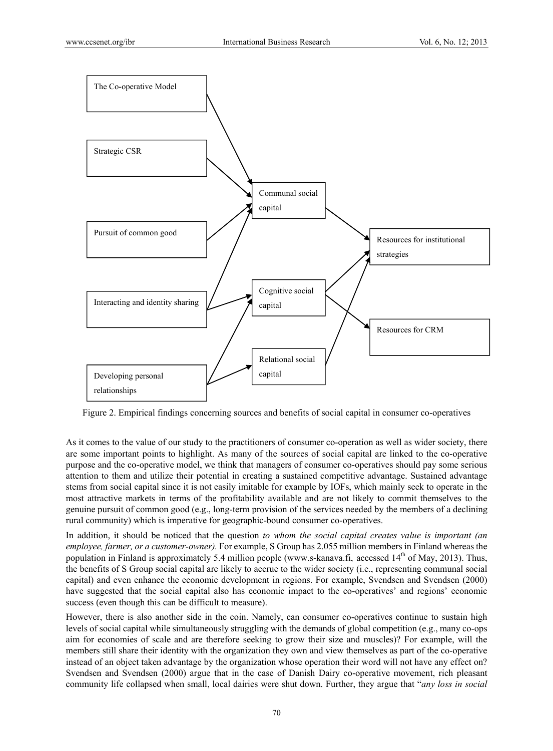The Co-operative Model

Strategic CSR

Pursuit of common good

Interacting and identity sharing

Developing personal relationships

Communal social capital

Cognitive social capital

Relational social capital

Resources for institutional strategies

Resources for CRM

Figure 2. Empirical findings concerning sources and benefits of social capital in consumer co-operatives

As it comes to the value of our study to the practitioners of consumer co-operation as well as wider society, there are some important points to highlight. As many of the sources of social capital are linked to the co-operative purpose and the co-operative model, we think that managers of consumer co-operatives should pay some serious attention to them and utilize their potential in creating a sustained competitive advantage. Sustained advantage stems from social capital since it is not easily imitable for example by IOFs, which mainly seek to operate in the most attractive markets in terms of the profitability available and are not likely to commit themselves to the genuine pursuit of common good (e.g., long-term provision of the services needed by the members of a declining rural community) which is imperative for geographic-bound consumer co-operatives.

In addition, it should be noticed that the question *to whom the social capital creates value is important (an employee, farmer, or a customer-owner).* For example, S Group has 2.055 million members in Finland whereas the population in Finland is approximately 5.4 million people (www.s-kanava.fi, accessed 14th of May, 2013). Thus, the benefits of S Group social capital are likely to accrue to the wider society (i.e., representing communal social capital) and even enhance the economic development in regions. For example, Svendsen and Svendsen (2000) have suggested that the social capital also has economic impact to the co-operatives' and regions' economic success (even though this can be difficult to measure).

However, there is also another side in the coin. Namely, can consumer co-operatives continue to sustain high levels of social capital while simultaneously struggling with the demands of global competition (e.g., many co-ops aim for economies of scale and are therefore seeking to grow their size and muscles)? For example, will the members still share their identity with the organization they own and view themselves as part of the co-operative instead of an object taken advantage by the organization whose operation their word will not have any effect on? Svendsen and Svendsen (2000) argue that in the case of Danish Dairy co-operative movement, rich pleasant community life collapsed when small, local dairies were shut down. Further, they argue that "*any loss in social*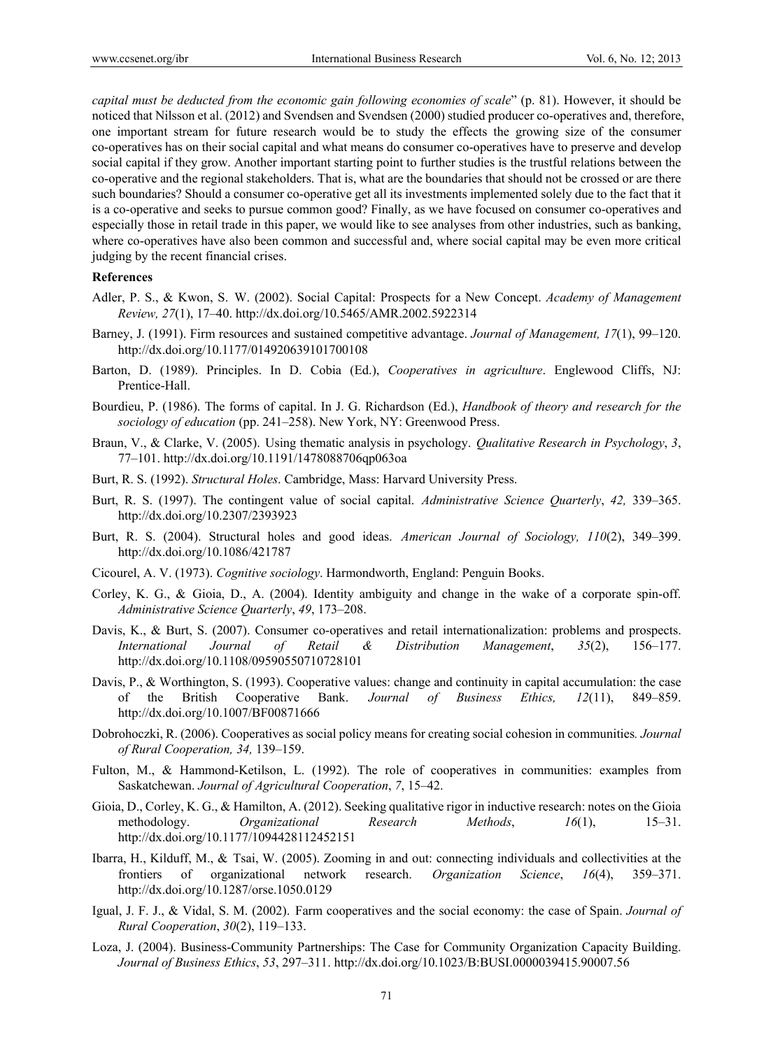*capital must be deducted from the economic gain following economies of scale*" (p. 81). However, it should be noticed that Nilsson et al. (2012) and Svendsen and Svendsen (2000) studied producer co-operatives and, therefore, one important stream for future research would be to study the effects the growing size of the consumer co-operatives has on their social capital and what means do consumer co-operatives have to preserve and develop social capital if they grow. Another important starting point to further studies is the trustful relations between the co-operative and the regional stakeholders. That is, what are the boundaries that should not be crossed or are there such boundaries? Should a consumer co-operative get all its investments implemented solely due to the fact that it is a co-operative and seeks to pursue common good? Finally, as we have focused on consumer co-operatives and especially those in retail trade in this paper, we would like to see analyses from other industries, such as banking, where co-operatives have also been common and successful and, where social capital may be even more critical judging by the recent financial crises.

**References**

Adler, P. S., & Kwon, S. W. (2002). Social Capital: Prospects for a New Concept. *Academy of Management Review, 27*(1), 17–40. http://dx.doi.org/10.5465/AMR.2002.5922314

Barney, J. (1991). Firm resources and sustained competitive advantage. *Journal of Management, 17*(1), 99–120. http://dx.doi.org/10.1177/014920639101700108

Barton, D. (1989). Principles. In D. Cobia (Ed.), *Cooperatives in agriculture*. Englewood Cliffs, NJ: Prentice-Hall.

Bourdieu, P. (1986). The forms of capital. In J. G. Richardson (Ed.), *Handbook of theory and research for the sociology of education* (pp. 241–258). New York, NY: Greenwood Press.

Braun, V., & Clarke, V. (2005). Using thematic analysis in psychology. *Qualitative Research in Psychology*, *3*, 77–101. http://dx.doi.org/10.1191/1478088706qp063oa

Burt, R. S. (1992). *Structural Holes*. Cambridge, Mass: Harvard University Press.

Burt, R. S. (1997). The contingent value of social capital. *Administrative Science Quarterly*, *42,* 339–365. http://dx.doi.org/10.2307/2393923

Burt, R. S. (2004). Structural holes and good ideas. *American Journal of Sociology, 110*(2), 349–399. http://dx.doi.org/10.1086/421787

Cicourel, A. V. (1973). *Cognitive sociology*. Harmondworth, England: Penguin Books.

Corley, K. G., & Gioia, D., A. (2004). Identity ambiguity and change in the wake of a corporate spin-off. *Administrative Science Quarterly*, *49*, 173–208.

Davis, K., & Burt, S. (2007). Consumer co-operatives and retail internationalization: problems and prospects. *International Journal of Retail & Distribution Management*, *35*(2), 156–177. http://dx.doi.org/10.1108/09590550710728101

Davis, P., & Worthington, S. (1993). Cooperative values: change and continuity in capital accumulation: the case of the British Cooperative Bank. *Journal of Business Ethics, 12*(11), 849–859. http://dx.doi.org/10.1007/BF00871666

Dobrohoczki, R. (2006). Cooperatives as social policy means for creating social cohesion in communities*. Journal of Rural Cooperation, 34,* 139–159.

Fulton, M., & Hammond-Ketilson, L. (1992). The role of cooperatives in communities: examples from Saskatchewan. *Journal of Agricultural Cooperation*, *7*, 15–42.

Gioia, D., Corley, K. G., & Hamilton, A. (2012). Seeking qualitative rigor in inductive research: notes on the Gioia methodology. *Organizational Research Methods*, *16*(1), 15–31. http://dx.doi.org/10.1177/1094428112452151

Ibarra, H., Kilduff, M., & Tsai, W. (2005). Zooming in and out: connecting individuals and collectivities at the frontiers of organizational network research. *Organization Science*, *16*(4), 359–371. http://dx.doi.org/10.1287/orse.1050.0129

Igual, J. F. J., & Vidal, S. M. (2002). Farm cooperatives and the social economy: the case of Spain. *Journal of Rural Cooperation*, *30*(2), 119–133.

Loza, J. (2004). Business-Community Partnerships: The Case for Community Organization Capacity Building. *Journal of Business Ethics*, *53*, 297–311. http://dx.doi.org/10.1023/B:BUSI.0000039415.90007.56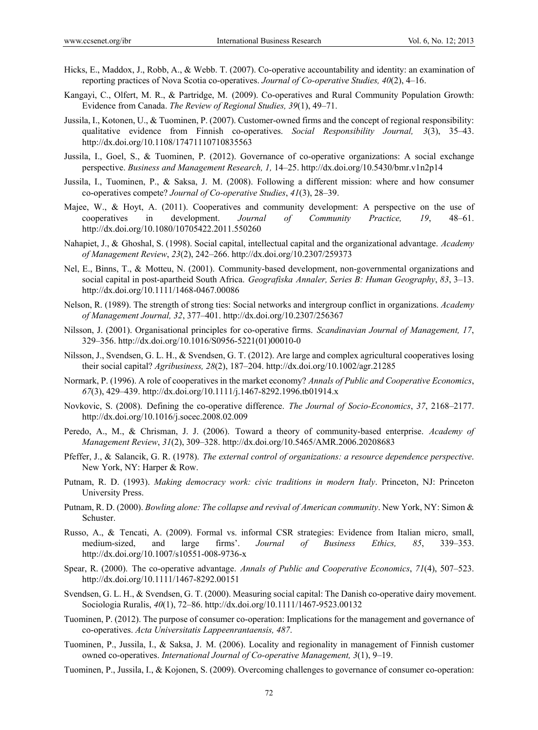Hicks, E., Maddox, J., Robb, A., & Webb. T. (2007). Co-operative accountability and identity: an examination of reporting practices of Nova Scotia co-operatives. *Journal of Co-operative Studies, 40*(2), 4–16.

Kangayi, C., Olfert, M. R., & Partridge, M. (2009). Co-operatives and Rural Community Population Growth: Evidence from Canada. *The Review of Regional Studies, 39*(1), 49–71.

Jussila, I., Kotonen, U., & Tuominen, P. (2007). Customer-owned firms and the concept of regional responsibility: qualitative evidence from Finnish co-operatives. *Social Responsibility Journal, 3*(3), 35–43. http://dx.doi.org/10.1108/17471110710835563

Jussila, I., Goel, S., & Tuominen, P. (2012). Governance of co-operative organizations: A social exchange perspective. *Business and Management Research, 1,* 14–25. http://dx.doi.org/10.5430/bmr.v1n2p14

Jussila, I., Tuominen, P., & Saksa, J. M. (2008). Following a different mission: where and how consumer co-operatives compete? *Journal of Co-operative Studies*, *41*(3), 28–39.

Majee, W., & Hoyt, A. (2011). Cooperatives and community development: A perspective on the use of cooperatives in development. *Journal of Community Practice, 19*, 48–61. http://dx.doi.org/10.1080/10705422.2011.550260

Nahapiet, J., & Ghoshal, S. (1998). Social capital, intellectual capital and the organizational advantage. *Academy of Management Review*, *23*(2), 242–266. http://dx.doi.org/10.2307/259373

Nel, E., Binns, T., & Motteu, N. (2001). Community-based development, non-governmental organizations and social capital in post-apartheid South Africa. *Geografiska Annaler, Series B: Human Geography*, *83*, 3–13. http://dx.doi.org/10.1111/1468-0467.00086

Nelson, R. (1989). The strength of strong ties: Social networks and intergroup conflict in organizations. *Academy of Management Journal, 32*, 377–401. http://dx.doi.org/10.2307/256367

Nilsson, J. (2001). Organisational principles for co-operative firms. *Scandinavian Journal of Management, 17*, 329–356. http://dx.doi.org/10.1016/S0956-5221(01)00010-0

Nilsson, J., Svendsen, G. L. H., & Svendsen, G. T. (2012). Are large and complex agricultural cooperatives losing their social capital? *Agribusiness, 28*(2), 187–204. http://dx.doi.org/10.1002/agr.21285

Normark, P. (1996). A role of cooperatives in the market economy? *Annals of Public and Cooperative Economics*, *67*(3), 429–439. http://dx.doi.org/10.1111/j.1467-8292.1996.tb01914.x

Novkovic, S. (2008). Defining the co-operative difference. *The Journal of Socio-Economics*, *37*, 2168–2177. http://dx.doi.org/10.1016/j.socec.2008.02.009

Peredo, A., M., & Chrisman, J. J. (2006). Toward a theory of community-based enterprise. *Academy of Management Review*, *31*(2), 309–328. http://dx.doi.org/10.5465/AMR.2006.20208683

Pfeffer, J., & Salancik, G. R. (1978). *The external control of organizations: a resource dependence perspective*. New York, NY: Harper & Row.

Putnam, R. D. (1993). *Making democracy work: civic traditions in modern Italy*. Princeton, NJ: Princeton University Press.

Putnam, R. D. (2000). *Bowling alone: The collapse and revival of American community*. New York, NY: Simon & Schuster.

Russo, A., & Tencati, A. (2009). Formal vs. informal CSR strategies: Evidence from Italian micro, small, medium-sized, and large firms'. *Journal of Business Ethics, 85*, 339–353. http://dx.doi.org/10.1007/s10551-008-9736-x

Spear, R. (2000). The co-operative advantage. *Annals of Public and Cooperative Economics*, *71*(4), 507–523. http://dx.doi.org/10.1111/1467-8292.00151

Svendsen, G. L. H., & Svendsen, G. T. (2000). Measuring social capital: The Danish co-operative dairy movement. Sociologia Ruralis, *40*(1), 72–86. http://dx.doi.org/10.1111/1467-9523.00132

Tuominen, P. (2012). The purpose of consumer co-operation: Implications for the management and governance of co-operatives. *Acta Universitatis Lappeenrantaensis, 487*.

Tuominen, P., Jussila, I., & Saksa, J. M. (2006). Locality and regionality in management of Finnish customer owned co-operatives. *International Journal of Co-operative Management, 3*(1), 9–19.

Tuominen, P., Jussila, I., & Kojonen, S. (2009). Overcoming challenges to governance of consumer co-operation: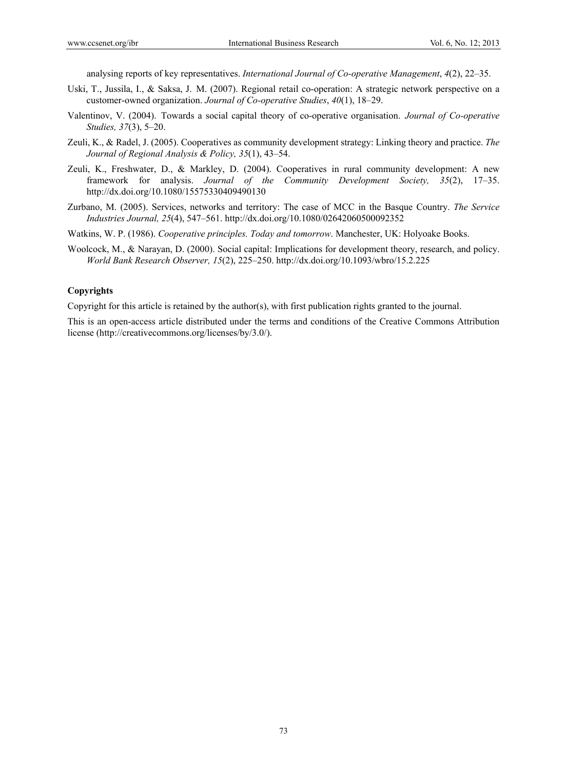analysing reports of key representatives. *International Journal of Co-operative Management*, *4*(2), 22–35.

Uski, T., Jussila, I., & Saksa, J. M. (2007). Regional retail co-operation: A strategic network perspective on a customer-owned organization. *Journal of Co-operative Studies*, *40*(1), 18–29.

Valentinov, V. (2004). Towards a social capital theory of co-operative organisation. *Journal of Co-operative Studies, 37*(3), 5–20.

Zeuli, K., & Radel, J. (2005). Cooperatives as community development strategy: Linking theory and practice. *The Journal of Regional Analysis & Policy, 35*(1), 43–54.

Zeuli, K., Freshwater, D., & Markley, D. (2004). Cooperatives in rural community development: A new framework for analysis. *Journal of the Community Development Society, 35*(2), 17–35. http://dx.doi.org/10.1080/15575330409490130

Zurbano, M. (2005). Services, networks and territory: The case of MCC in the Basque Country. *The Service Industries Journal, 25*(4), 547–561. http://dx.doi.org/10.1080/02642060500092352

Watkins, W. P. (1986). *Cooperative principles. Today and tomorrow*. Manchester, UK: Holyoake Books.

Woolcock, M., & Narayan, D. (2000). Social capital: Implications for development theory, research, and policy. *World Bank Research Observer, 15*(2), 225–250. http://dx.doi.org/10.1093/wbro/15.2.225

**Copyrights**

Copyright for this article is retained by the author(s), with first publication rights granted to the journal.

This is an open-access article distributed under the terms and conditions of the Creative Commons Attribution license (http://creativecommons.org/licenses/by/3.0/).